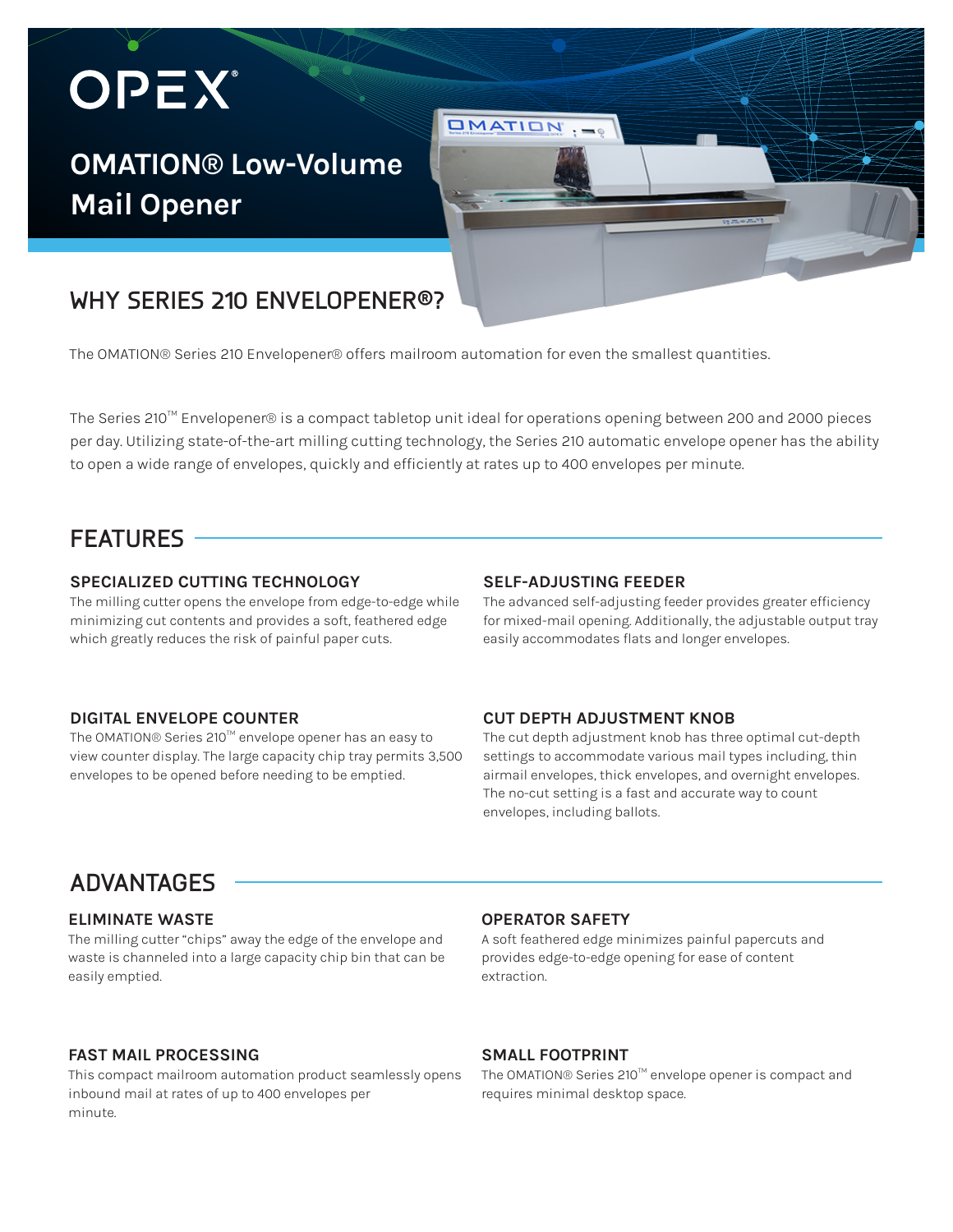OPEX®

# OMATION® Low-Volume Mail Opener

## WHY SERIES 210 ENVELOPENER®?

The OMATION® Series 210 Envelopener® offers mailroom automation for even the smallest quantities.

The Series 210™ Envelopener® is a compact tabletop unit ideal for operations opening between 200 and 2000 pieces per day. Utilizing state-of-the-art milling cutting technology, the Series 210 automatic envelope opener has the ability to open a wide range of envelopes, quickly and efficiently at rates up to 400 envelopes per minute.

## FEATURES

### SPECIALIZED CUTTING TECHNOLOGY

The milling cutter opens the envelope from edge-to-edge while minimizing cut contents and provides a soft, feathered edge which greatly reduces the risk of painful paper cuts.

### SELF-ADJUSTING FEEDER

The advanced self-adjusting feeder provides greater efficiency for mixed-mail opening. Additionally, the adjustable output tray easily accommodates flats and longer envelopes.

### DIGITAL ENVELOPE COUNTER

The OMATION® Series 210™ envelope opener has an easy to view counter display. The large capacity chip tray permits 3,500 envelopes to be opened before needing to be emptied.

### CUT DEPTH ADJUSTMENT KNOB

The cut depth adjustment knob has three optimal cut-depth settings to accommodate various mail types including, thin airmail envelopes, thick envelopes, and overnight envelopes. The no-cut setting is a fast and accurate way to count envelopes, including ballots.

## ADVANTAGES

### ELIMINATE WASTE

The milling cutter "chips" away the edge of the envelope and waste is channeled into a large capacity chip bin that can be easily emptied.

### OPERATOR SAFETY

A soft feathered edge minimizes painful papercuts and provides edge-to-edge opening for ease of content extraction.

### FAST MAIL PROCESSING

This compact mailroom automation product seamlessly opens inbound mail at rates of up to 400 envelopes per minute.

### SMALL FOOTPRINT

The OMATION® Series 210™ envelope opener is compact and requires minimal desktop space.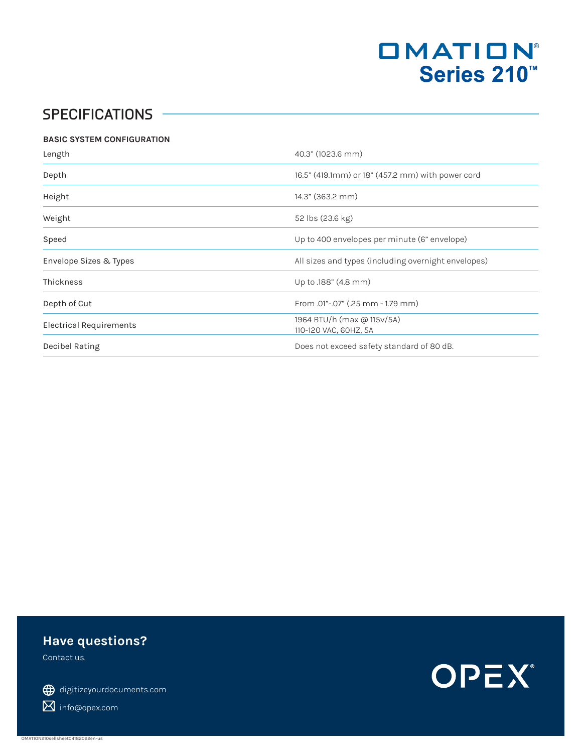# OMATION®
## Series 210™

## SPECIFICATIONS

**BASIC SYSTEM CONFIGURATION**

| | |
|---|---|
| Length | 40.3" (1023.6 mm) |
| Depth | 16.5" (419.1mm) or 18" (457.2 mm) with power cord |
| Height | 14.3" (363.2 mm) |
| Weight | 52 lbs (23.6 kg) |
| Speed | Up to 400 envelopes per minute (6" envelope) |
| Envelope Sizes & Types | All sizes and types (including overnight envelopes) |
| Thickness | Up to .188" (4.8 mm) |
| Depth of Cut | From .01"-.07" (.25 mm - 1.79 mm) |
| Electrical Requirements | 1964 BTU/h (max @ 115v/5A)<br>110-120 VAC, 60HZ, 5A |
| Decibel Rating | Does not exceed safety standard of 80 dB. |

**Have questions?**

Contact us.

digitizeyourdocuments.com

info@opex.com

OPEX®

OMATION210sellsheet04182022en-us